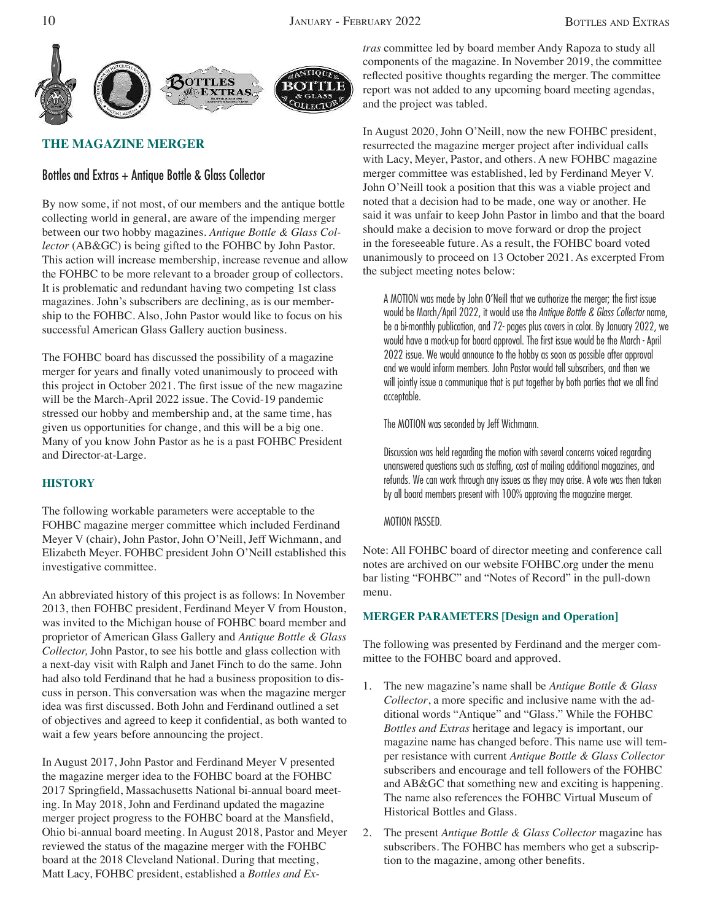## THE MAGAZINE MERGER

### Bottles and Extras + Antique Bottle & Glass Collector

By now some, if not most, of our members and the antique bottle collecting world in general, are aware of the impending merger between our two hobby magazines. *Antique Bottle & Glass Collector* (AB&GC) is being gifted to the FOHBC by John Pastor. This action will increase membership, increase revenue and allow the FOHBC to be more relevant to a broader group of collectors. It is problematic and redundant having two competing 1st class magazines. John's subscribers are declining, as is our membership to the FOHBC. Also, John Pastor would like to focus on his successful American Glass Gallery auction business.

The FOHBC board has discussed the possibility of a magazine merger for years and finally voted unanimously to proceed with this project in October 2021. The first issue of the new magazine will be the March-April 2022 issue. The Covid-19 pandemic stressed our hobby and membership and, at the same time, has given us opportunities for change, and this will be a big one. Many of you know John Pastor as he is a past FOHBC President and Director-at-Large.

### HISTORY

The following workable parameters were acceptable to the FOHBC magazine merger committee which included Ferdinand Meyer V (chair), John Pastor, John O'Neill, Jeff Wichmann, and Elizabeth Meyer. FOHBC president John O'Neill established this investigative committee.

An abbreviated history of this project is as follows: In November 2013, then FOHBC president, Ferdinand Meyer V from Houston, was invited to the Michigan house of FOHBC board member and proprietor of American Glass Gallery and *Antique Bottle & Glass Collector,* John Pastor, to see his bottle and glass collection with a next-day visit with Ralph and Janet Finch to do the same. John had also told Ferdinand that he had a business proposition to discuss in person. This conversation was when the magazine merger idea was first discussed. Both John and Ferdinand outlined a set of objectives and agreed to keep it confidential, as both wanted to wait a few years before announcing the project.

In August 2017, John Pastor and Ferdinand Meyer V presented the magazine merger idea to the FOHBC board at the FOHBC 2017 Springfield, Massachusetts National bi-annual board meeting. In May 2018, John and Ferdinand updated the magazine merger project progress to the FOHBC board at the Mansfield, Ohio bi-annual board meeting. In August 2018, Pastor and Meyer reviewed the status of the magazine merger with the FOHBC board at the 2018 Cleveland National. During that meeting, Matt Lacy, FOHBC president, established a *Bottles and Extras* committee led by board member Andy Rapoza to study all components of the magazine. In November 2019, the committee reflected positive thoughts regarding the merger. The committee report was not added to any upcoming board meeting agendas, and the project was tabled.

In August 2020, John O'Neill, now the new FOHBC president, resurrected the magazine merger project after individual calls with Lacy, Meyer, Pastor, and others. A new FOHBC magazine merger committee was established, led by Ferdinand Meyer V. John O'Neill took a position that this was a viable project and noted that a decision had to be made, one way or another. He said it was unfair to keep John Pastor in limbo and that the board should make a decision to move forward or drop the project in the foreseeable future. As a result, the FOHBC board voted unanimously to proceed on 13 October 2021. As excerpted From the subject meeting notes below:

> A MOTION was made by John O'Neill that we authorize the merger; the first issue would be March/April 2022, it would use the *Antique Bottle & Glass Collector* name, be a bi-monthly publication, and 72- pages plus covers in color. By January 2022, we would have a mock-up for board approval. The first issue would be the March - April 2022 issue. We would announce to the hobby as soon as possible after approval and we would inform members. John Pastor would tell subscribers, and then we will jointly issue a communique that is put together by both parties that we all find acceptable.
>
> The MOTION was seconded by Jeff Wichmann.
>
> Discussion was held regarding the motion with several concerns voiced regarding unanswered questions such as staffing, cost of mailing additional magazines, and refunds. We can work through any issues as they may arise. A vote was then taken by all board members present with 100% approving the magazine merger.
>
> MOTION PASSED.

Note: All FOHBC board of director meeting and conference call notes are archived on our website FOHBC.org under the menu bar listing "FOHBC" and "Notes of Record" in the pull-down menu.

### MERGER PARAMETERS [Design and Operation]

The following was presented by Ferdinand and the merger committee to the FOHBC board and approved.

1. The new magazine's name shall be *Antique Bottle & Glass Collector*, a more specific and inclusive name with the additional words "Antique" and "Glass." While the FOHBC *Bottles and Extras* heritage and legacy is important, our magazine name has changed before. This name use will temper resistance with current *Antique Bottle & Glass Collector* subscribers and encourage and tell followers of the FOHBC and AB&GC that something new and exciting is happening. The name also references the FOHBC Virtual Museum of Historical Bottles and Glass.
2. The present *Antique Bottle & Glass Collector* magazine has subscribers. The FOHBC has members who get a subscription to the magazine, among other benefits.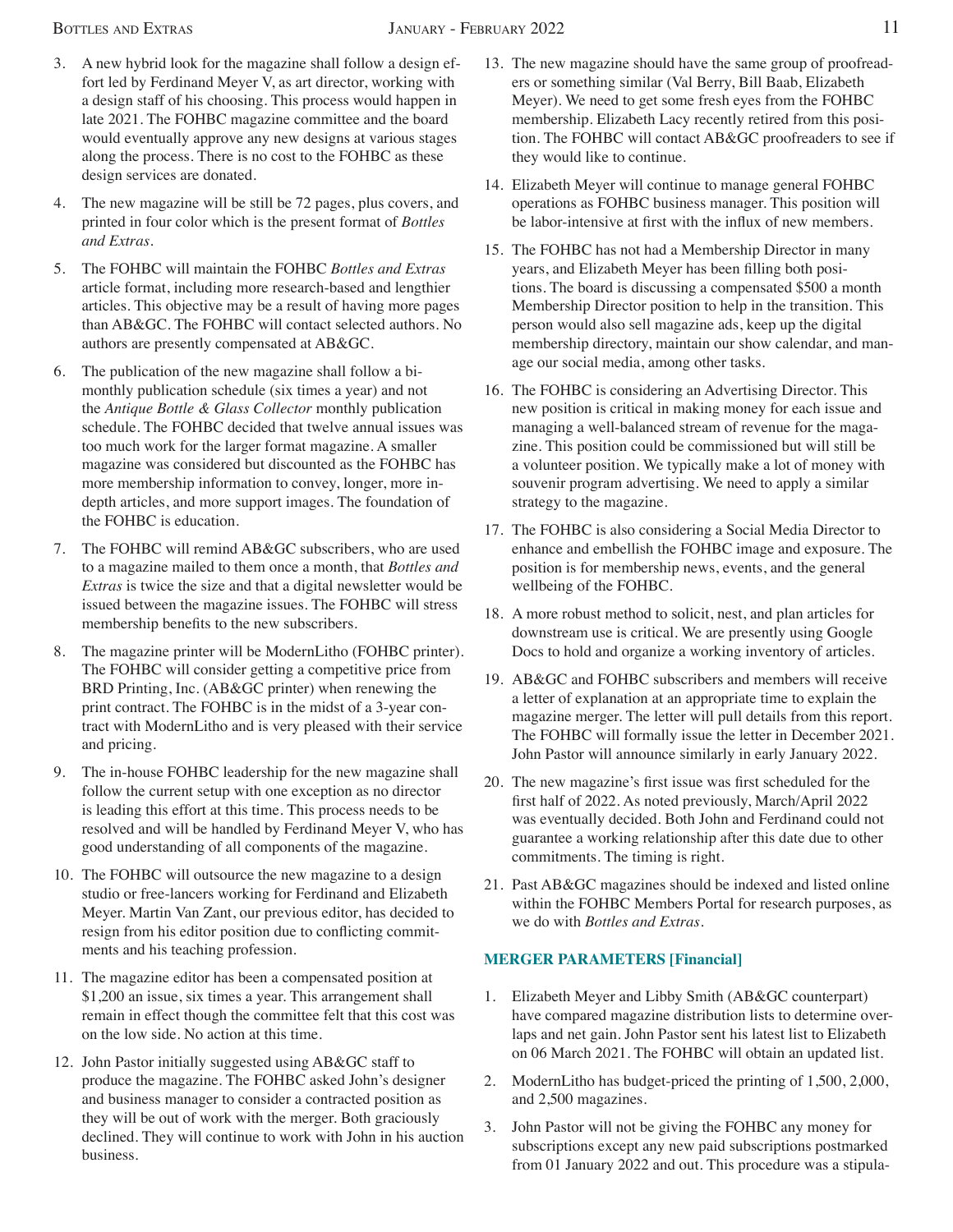3. A new hybrid look for the magazine shall follow a design effort led by Ferdinand Meyer V, as art director, working with a design staff of his choosing. This process would happen in late 2021. The FOHBC magazine committee and the board would eventually approve any new designs at various stages along the process. There is no cost to the FOHBC as these design services are donated.

4. The new magazine will be still be 72 pages, plus covers, and printed in four color which is the present format of *Bottles and Extras*.

5. The FOHBC will maintain the FOHBC *Bottles and Extras* article format, including more research-based and lengthier articles. This objective may be a result of having more pages than AB&GC. The FOHBC will contact selected authors. No authors are presently compensated at AB&GC.

6. The publication of the new magazine shall follow a bi-monthly publication schedule (six times a year) and not the *Antique Bottle & Glass Collector* monthly publication schedule. The FOHBC decided that twelve annual issues was too much work for the larger format magazine. A smaller magazine was considered but discounted as the FOHBC has more membership information to convey, longer, more in-depth articles, and more support images. The foundation of the FOHBC is education.

7. The FOHBC will remind AB&GC subscribers, who are used to a magazine mailed to them once a month, that *Bottles and Extras* is twice the size and that a digital newsletter would be issued between the magazine issues. The FOHBC will stress membership benefits to the new subscribers.

8. The magazine printer will be ModernLitho (FOHBC printer). The FOHBC will consider getting a competitive price from BRD Printing, Inc. (AB&GC printer) when renewing the print contract. The FOHBC is in the midst of a 3-year contract with ModernLitho and is very pleased with their service and pricing.

9. The in-house FOHBC leadership for the new magazine shall follow the current setup with one exception as no director is leading this effort at this time. This process needs to be resolved and will be handled by Ferdinand Meyer V, who has good understanding of all components of the magazine.

10. The FOHBC will outsource the new magazine to a design studio or free-lancers working for Ferdinand and Elizabeth Meyer. Martin Van Zant, our previous editor, has decided to resign from his editor position due to conflicting commitments and his teaching profession.

11. The magazine editor has been a compensated position at $1,200 an issue, six times a year. This arrangement shall remain in effect though the committee felt that this cost was on the low side. No action at this time.

12. John Pastor initially suggested using AB&GC staff to produce the magazine. The FOHBC asked John's designer and business manager to consider a contracted position as they will be out of work with the merger. Both graciously declined. They will continue to work with John in his auction business.

13. The new magazine should have the same group of proofreaders or something similar (Val Berry, Bill Baab, Elizabeth Meyer). We need to get some fresh eyes from the FOHBC membership. Elizabeth Lacy recently retired from this position. The FOHBC will contact AB&GC proofreaders to see if they would like to continue.

14. Elizabeth Meyer will continue to manage general FOHBC operations as FOHBC business manager. This position will be labor-intensive at first with the influx of new members.

15. The FOHBC has not had a Membership Director in many years, and Elizabeth Meyer has been filling both positions. The board is discussing a compensated $500 a month Membership Director position to help in the transition. This person would also sell magazine ads, keep up the digital membership directory, maintain our show calendar, and manage our social media, among other tasks.

16. The FOHBC is considering an Advertising Director. This new position is critical in making money for each issue and managing a well-balanced stream of revenue for the magazine. This position could be commissioned but will still be a volunteer position. We typically make a lot of money with souvenir program advertising. We need to apply a similar strategy to the magazine.

17. The FOHBC is also considering a Social Media Director to enhance and embellish the FOHBC image and exposure. The position is for membership news, events, and the general wellbeing of the FOHBC.

18. A more robust method to solicit, nest, and plan articles for downstream use is critical. We are presently using Google Docs to hold and organize a working inventory of articles.

19. AB&GC and FOHBC subscribers and members will receive a letter of explanation at an appropriate time to explain the magazine merger. The letter will pull details from this report. The FOHBC will formally issue the letter in December 2021. John Pastor will announce similarly in early January 2022.

20. The new magazine's first issue was first scheduled for the first half of 2022. As noted previously, March/April 2022 was eventually decided. Both John and Ferdinand could not guarantee a working relationship after this date due to other commitments. The timing is right.

21. Past AB&GC magazines should be indexed and listed online within the FOHBC Members Portal for research purposes, as we do with *Bottles and Extras*.

### MERGER PARAMETERS [Financial]

1. Elizabeth Meyer and Libby Smith (AB&GC counterpart) have compared magazine distribution lists to determine overlaps and net gain. John Pastor sent his latest list to Elizabeth on 06 March 2021. The FOHBC will obtain an updated list.

2. ModernLitho has budget-priced the printing of 1,500, 2,000, and 2,500 magazines.

3. John Pastor will not be giving the FOHBC any money for subscriptions except any new paid subscriptions postmarked from 01 January 2022 and out. This procedure was a stipula-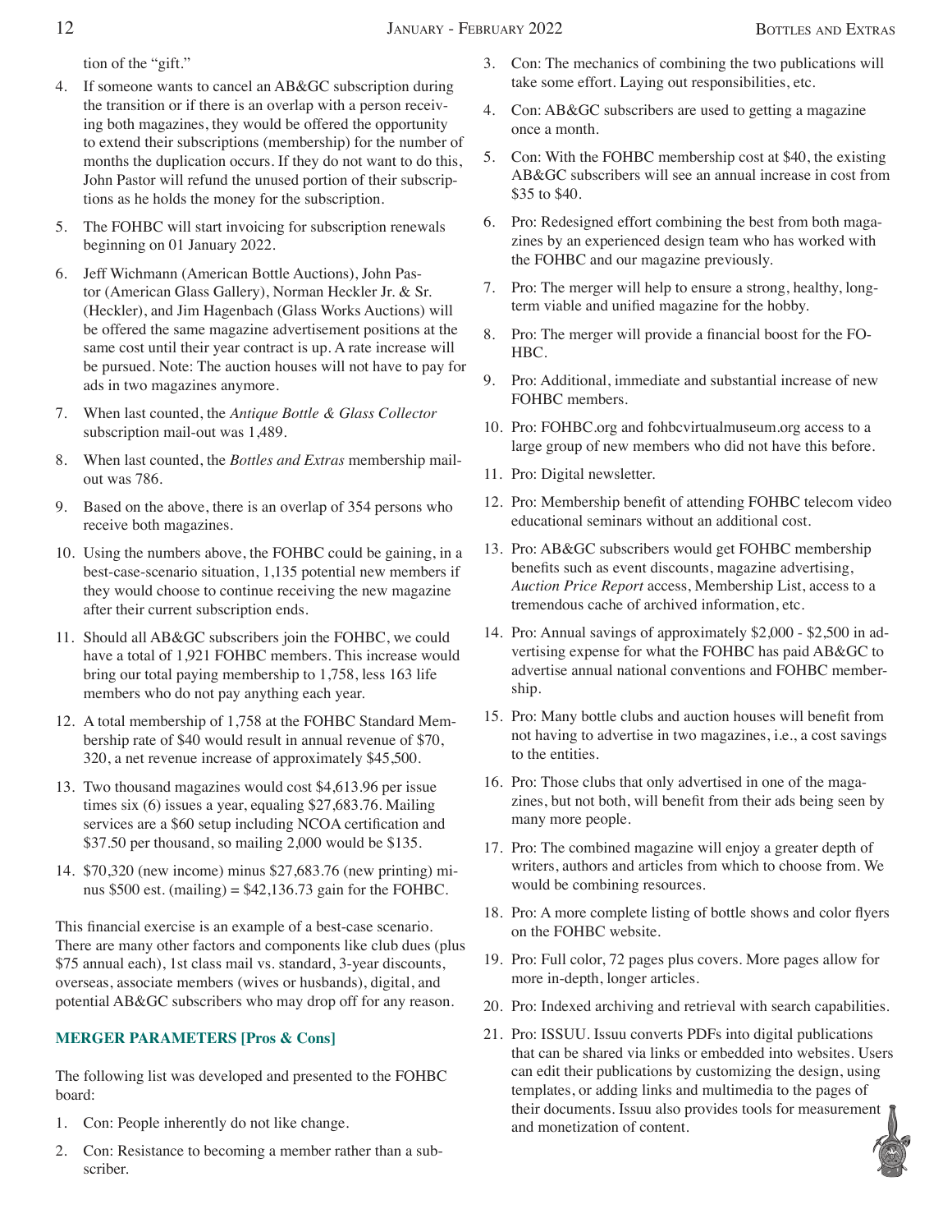tion of the "gift."

4. If someone wants to cancel an AB&GC subscription during the transition or if there is an overlap with a person receiving both magazines, they would be offered the opportunity to extend their subscriptions (membership) for the number of months the duplication occurs. If they do not want to do this, John Pastor will refund the unused portion of their subscriptions as he holds the money for the subscription.
5. The FOHBC will start invoicing for subscription renewals beginning on 01 January 2022.
6. Jeff Wichmann (American Bottle Auctions), John Pastor (American Glass Gallery), Norman Heckler Jr. & Sr. (Heckler), and Jim Hagenbach (Glass Works Auctions) will be offered the same magazine advertisement positions at the same cost until their year contract is up. A rate increase will be pursued. Note: The auction houses will not have to pay for ads in two magazines anymore.
7. When last counted, the *Antique Bottle & Glass Collector* subscription mail-out was 1,489.
8. When last counted, the *Bottles and Extras* membership mail-out was 786.
9. Based on the above, there is an overlap of 354 persons who receive both magazines.
10. Using the numbers above, the FOHBC could be gaining, in a best-case-scenario situation, 1,135 potential new members if they would choose to continue receiving the new magazine after their current subscription ends.
11. Should all AB&GC subscribers join the FOHBC, we could have a total of 1,921 FOHBC members. This increase would bring our total paying membership to 1,758, less 163 life members who do not pay anything each year.
12. A total membership of 1,758 at the FOHBC Standard Membership rate of $40 would result in annual revenue of $70, 320, a net revenue increase of approximately $45,500.
13. Two thousand magazines would cost $4,613.96 per issue times six (6) issues a year, equaling $27,683.76. Mailing services are a $60 setup including NCOA certification and $37.50 per thousand, so mailing 2,000 would be $135.
14. $70,320 (new income) minus $27,683.76 (new printing) minus $500 est. (mailing) = $42,136.73 gain for the FOHBC.

This financial exercise is an example of a best-case scenario. There are many other factors and components like club dues (plus $75 annual each), 1st class mail vs. standard, 3-year discounts, overseas, associate members (wives or husbands), digital, and potential AB&GC subscribers who may drop off for any reason.

## MERGER PARAMETERS [Pros & Cons]

The following list was developed and presented to the FOHBC board:

1. Con: People inherently do not like change.
2. Con: Resistance to becoming a member rather than a subscriber.
3. Con: The mechanics of combining the two publications will take some effort. Laying out responsibilities, etc.
4. Con: AB&GC subscribers are used to getting a magazine once a month.
5. Con: With the FOHBC membership cost at $40, the existing AB&GC subscribers will see an annual increase in cost from $35 to $40.
6. Pro: Redesigned effort combining the best from both magazines by an experienced design team who has worked with the FOHBC and our magazine previously.
7. Pro: The merger will help to ensure a strong, healthy, long-term viable and unified magazine for the hobby.
8. Pro: The merger will provide a financial boost for the FOHBC.
9. Pro: Additional, immediate and substantial increase of new FOHBC members.
10. Pro: FOHBC.org and fohbcvirtualmuseum.org access to a large group of new members who did not have this before.
11. Pro: Digital newsletter.
12. Pro: Membership benefit of attending FOHBC telecom video educational seminars without an additional cost.
13. Pro: AB&GC subscribers would get FOHBC membership benefits such as event discounts, magazine advertising, *Auction Price Report* access, Membership List, access to a tremendous cache of archived information, etc.
14. Pro: Annual savings of approximately $2,000 - $2,500 in advertising expense for what the FOHBC has paid AB&GC to advertise annual national conventions and FOHBC membership.
15. Pro: Many bottle clubs and auction houses will benefit from not having to advertise in two magazines, i.e., a cost savings to the entities.
16. Pro: Those clubs that only advertised in one of the magazines, but not both, will benefit from their ads being seen by many more people.
17. Pro: The combined magazine will enjoy a greater depth of writers, authors and articles from which to choose from. We would be combining resources.
18. Pro: A more complete listing of bottle shows and color flyers on the FOHBC website.
19. Pro: Full color, 72 pages plus covers. More pages allow for more in-depth, longer articles.
20. Pro: Indexed archiving and retrieval with search capabilities.
21. Pro: ISSUU. Issuu converts PDFs into digital publications that can be shared via links or embedded into websites. Users can edit their publications by customizing the design, using templates, or adding links and multimedia to the pages of their documents. Issuu also provides tools for measurement and monetization of content.